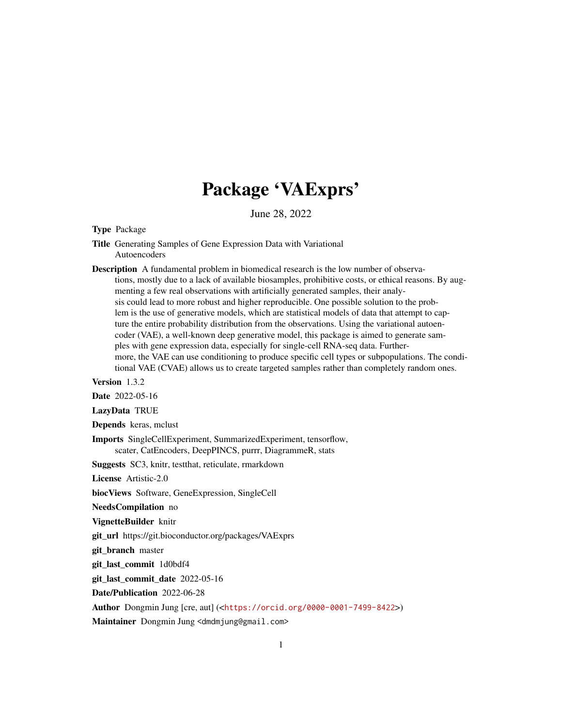# Package 'VAExprs'

June 28, 2022

**Type** Package

**Title** Generating Samples of Gene Expression Data with Variational Autoencoders

**Description** A fundamental problem in biomedical research is the low number of observations, mostly due to a lack of available biosamples, prohibitive costs, or ethical reasons. By augmenting a few real observations with artificially generated samples, their analysis could lead to more robust and higher reproducible. One possible solution to the problem is the use of generative models, which are statistical models of data that attempt to capture the entire probability distribution from the observations. Using the variational autoencoder (VAE), a well-known deep generative model, this package is aimed to generate samples with gene expression data, especially for single-cell RNA-seq data. Furthermore, the VAE can use conditioning to produce specific cell types or subpopulations. The conditional VAE (CVAE) allows us to create targeted samples rather than completely random ones.

**Version** 1.3.2

**Date** 2022-05-16

**LazyData** TRUE

**Depends** keras, mclust

**Imports** SingleCellExperiment, SummarizedExperiment, tensorflow, scater, CatEncoders, DeepPINCS, purrr, DiagrammeR, stats

**Suggests** SC3, knitr, testthat, reticulate, rmarkdown

**License** Artistic-2.0

**biocViews** Software, GeneExpression, SingleCell

**NeedsCompilation** no

**VignetteBuilder** knitr

**git_url** https://git.bioconductor.org/packages/VAExprs

**git_branch** master

**git_last_commit** 1d0bdf4

**git_last_commit_date** 2022-05-16

**Date/Publication** 2022-06-28

**Author** Dongmin Jung [cre, aut] (<https://orcid.org/0000-0001-7499-8422>)

**Maintainer** Dongmin Jung <dmdmjung@gmail.com>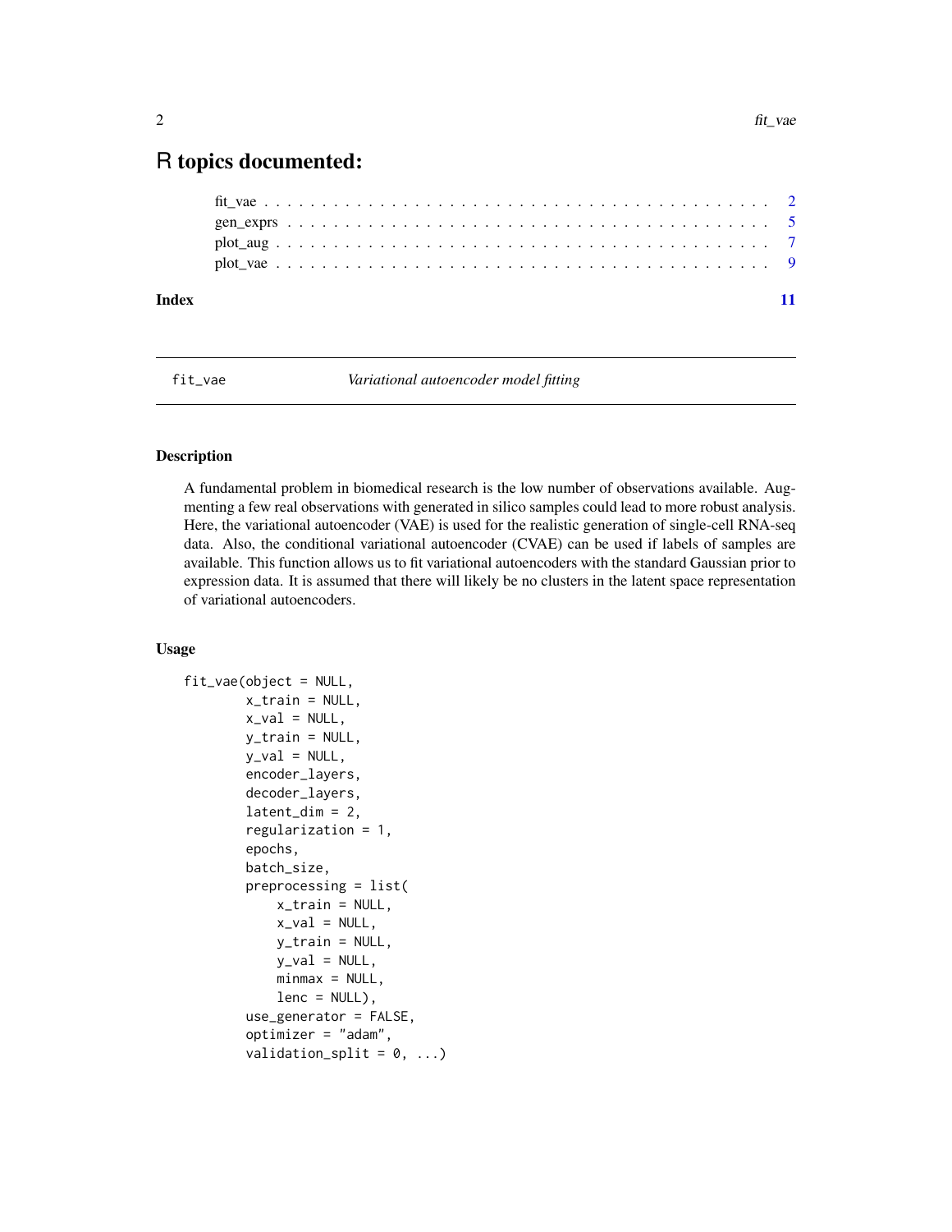# R topics documented:

- fit_vae . . . . . . . . . . . . . . . . . . . . . . . . . . . . . . . . . . . . . . . . . . . 2
- gen_exprs . . . . . . . . . . . . . . . . . . . . . . . . . . . . . . . . . . . . . . . . . 5
- plot_aug . . . . . . . . . . . . . . . . . . . . . . . . . . . . . . . . . . . . . . . . . . 7
- plot_vae . . . . . . . . . . . . . . . . . . . . . . . . . . . . . . . . . . . . . . . . . . 9

**Index** 11

---

## fit_vae — *Variational autoencoder model fitting*

---

### Description

A fundamental problem in biomedical research is the low number of observations available. Augmenting a few real observations with generated in silico samples could lead to more robust analysis. Here, the variational autoencoder (VAE) is used for the realistic generation of single-cell RNA-seq data. Also, the conditional variational autoencoder (CVAE) can be used if labels of samples are available. This function allows us to fit variational autoencoders with the standard Gaussian prior to expression data. It is assumed that there will likely be no clusters in the latent space representation of variational autoencoders.

### Usage

```
fit_vae(object = NULL,
        x_train = NULL,
        x_val = NULL,
        y_train = NULL,
        y_val = NULL,
        encoder_layers,
        decoder_layers,
        latent_dim = 2,
        regularization = 1,
        epochs,
        batch_size,
        preprocessing = list(
            x_train = NULL,
            x_val = NULL,
            y_train = NULL,
            y_val = NULL,
            minmax = NULL,
            lenc = NULL),
        use_generator = FALSE,
        optimizer = "adam",
        validation_split = 0, ...)
```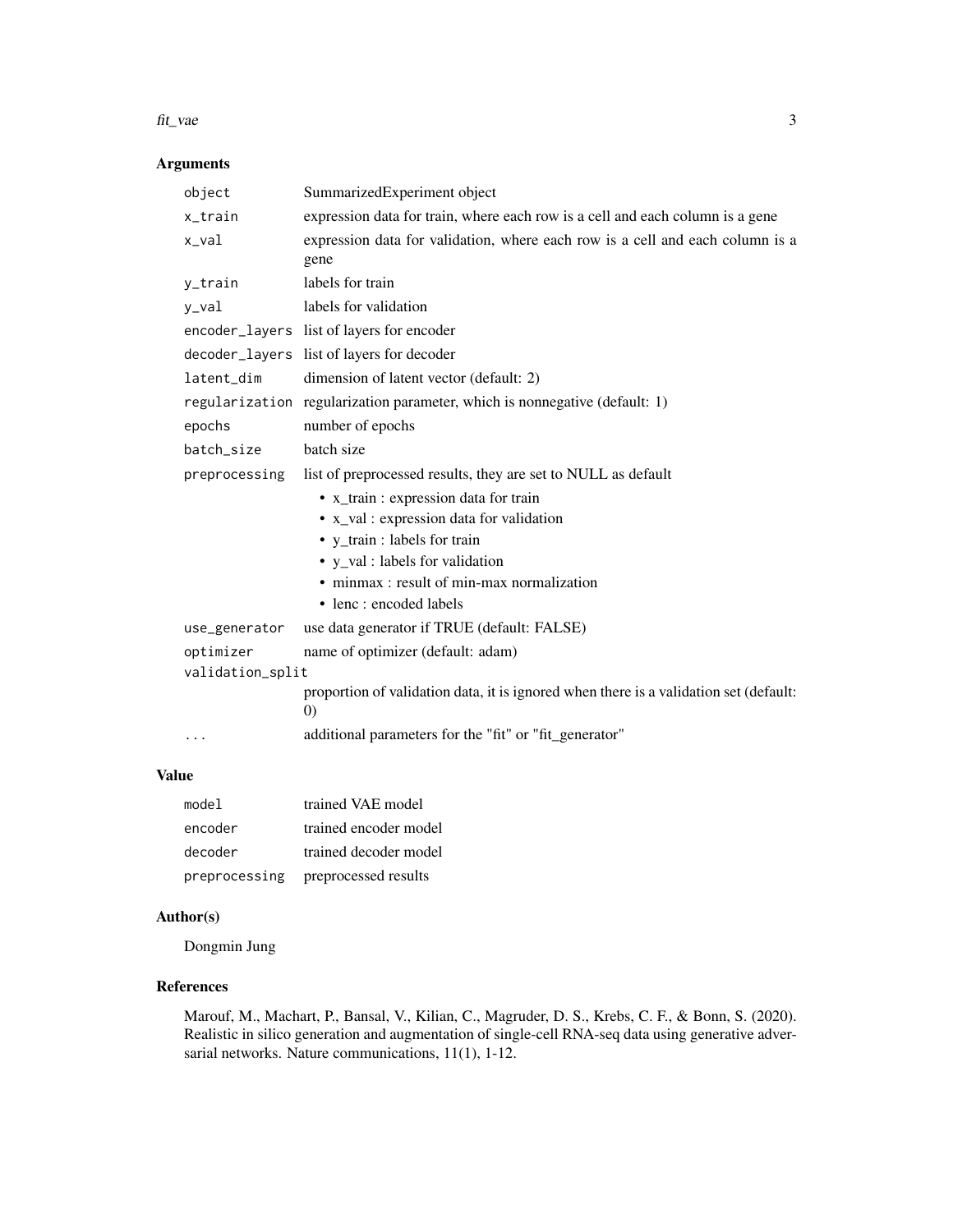## Arguments

| | |
|---|---|
| `object` | SummarizedExperiment object |
| `x_train` | expression data for train, where each row is a cell and each column is a gene |
| `x_val` | expression data for validation, where each row is a cell and each column is a gene |
| `y_train` | labels for train |
| `y_val` | labels for validation |
| `encoder_layers` | list of layers for encoder |
| `decoder_layers` | list of layers for decoder |
| `latent_dim` | dimension of latent vector (default: 2) |
| `regularization` | regularization parameter, which is nonnegative (default: 1) |
| `epochs` | number of epochs |
| `batch_size` | batch size |
| `preprocessing` | list of preprocessed results, they are set to NULL as default<br>• x_train : expression data for train<br>• x_val : expression data for validation<br>• y_train : labels for train<br>• y_val : labels for validation<br>• minmax : result of min-max normalization<br>• lenc : encoded labels |
| `use_generator` | use data generator if TRUE (default: FALSE) |
| `optimizer` | name of optimizer (default: adam) |
| `validation_split` | proportion of validation data, it is ignored when there is a validation set (default: 0) |
| `...` | additional parameters for the "fit" or "fit_generator" |

## Value

| | |
|---|---|
| `model` | trained VAE model |
| `encoder` | trained encoder model |
| `decoder` | trained decoder model |
| `preprocessing` | preprocessed results |

## Author(s)

Dongmin Jung

## References

Marouf, M., Machart, P., Bansal, V., Kilian, C., Magruder, D. S., Krebs, C. F., & Bonn, S. (2020). Realistic in silico generation and augmentation of single-cell RNA-seq data using generative adversarial networks. Nature communications, 11(1), 1-12.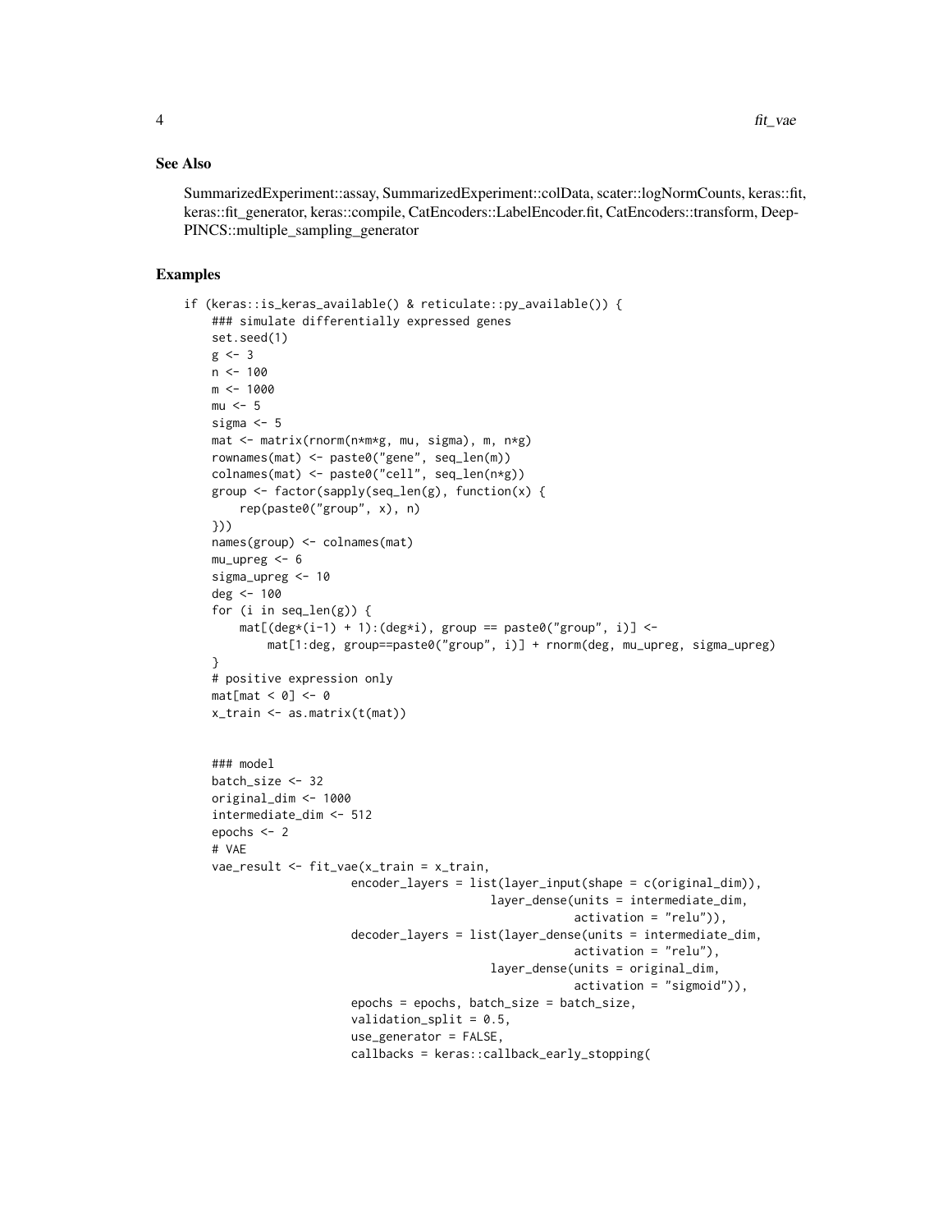## See Also

SummarizedExperiment::assay, SummarizedExperiment::colData, scater::logNormCounts, keras::fit, keras::fit_generator, keras::compile, CatEncoders::LabelEncoder.fit, CatEncoders::transform, DeepPINCS::multiple_sampling_generator

## Examples

```
if (keras::is_keras_available() & reticulate::py_available()) {
    ### simulate differentially expressed genes
    set.seed(1)
    g <- 3
    n <- 100
    m <- 1000
    mu <- 5
    sigma <- 5
    mat <- matrix(rnorm(n*m*g, mu, sigma), m, n*g)
    rownames(mat) <- paste0("gene", seq_len(m))
    colnames(mat) <- paste0("cell", seq_len(n*g))
    group <- factor(sapply(seq_len(g), function(x) {
        rep(paste0("group", x), n)
    }))
    names(group) <- colnames(mat)
    mu_upreg <- 6
    sigma_upreg <- 10
    deg <- 100
    for (i in seq_len(g)) {
        mat[(deg*(i-1) + 1):(deg*i), group == paste0("group", i)] <-
            mat[1:deg, group==paste0("group", i)] + rnorm(deg, mu_upreg, sigma_upreg)
    }
    # positive expression only
    mat[mat < 0] <- 0
    x_train <- as.matrix(t(mat))


    ### model
    batch_size <- 32
    original_dim <- 1000
    intermediate_dim <- 512
    epochs <- 2
    # VAE
    vae_result <- fit_vae(x_train = x_train,
                        encoder_layers = list(layer_input(shape = c(original_dim)),
                                            layer_dense(units = intermediate_dim,
                                                        activation = "relu")),
                        decoder_layers = list(layer_dense(units = intermediate_dim,
                                                        activation = "relu"),
                                            layer_dense(units = original_dim,
                                                        activation = "sigmoid")),
                        epochs = epochs, batch_size = batch_size,
                        validation_split = 0.5,
                        use_generator = FALSE,
                        callbacks = keras::callback_early_stopping(
```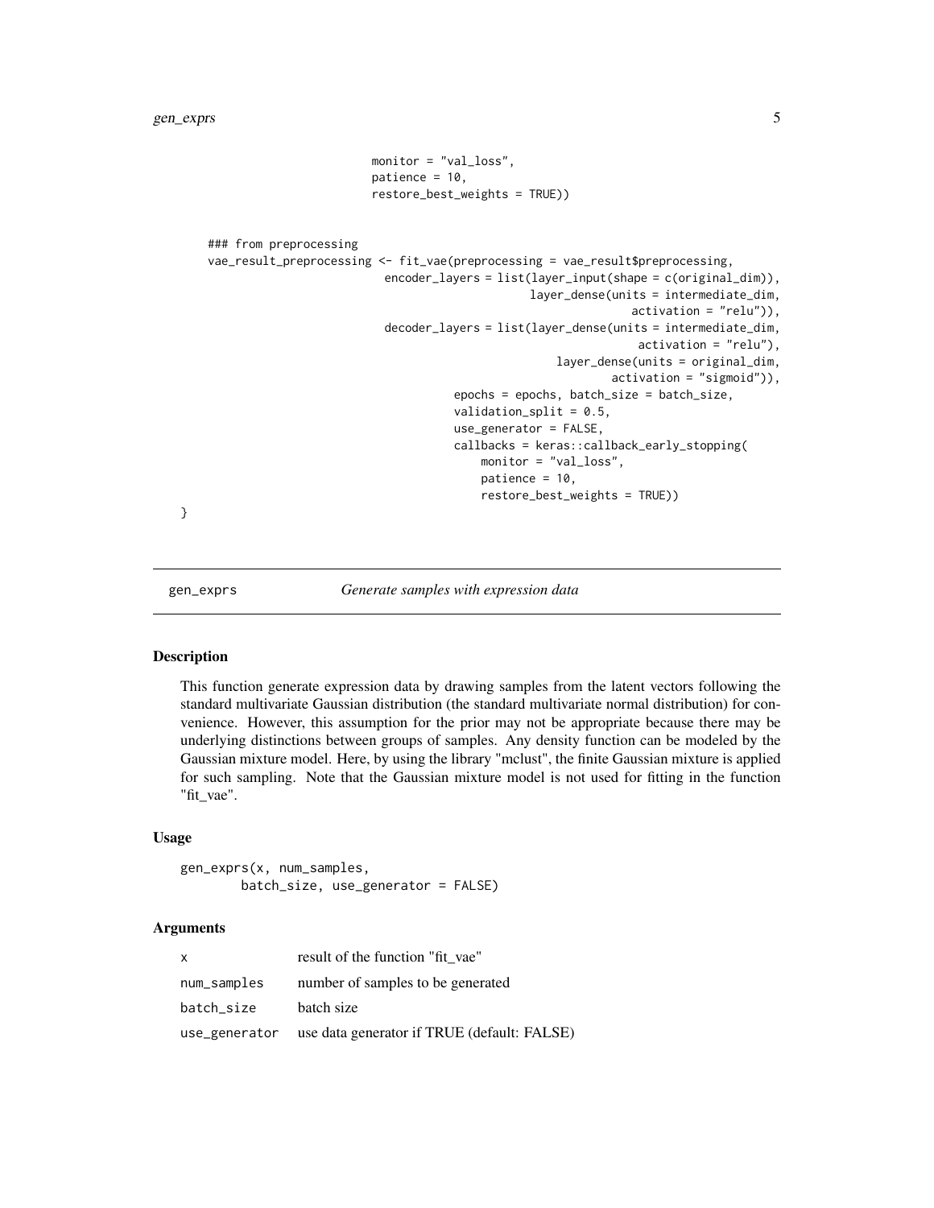```
                              monitor = "val_loss",
                              patience = 10,
                              restore_best_weights = TRUE))


    ### from preprocessing
    vae_result_preprocessing <- fit_vae(preprocessing = vae_result$preprocessing,
                                encoder_layers = list(layer_input(shape = c(original_dim)),
                                                      layer_dense(units = intermediate_dim,
                                                                  activation = "relu")),
                                decoder_layers = list(layer_dense(units = intermediate_dim,
                                                                  activation = "relu"),
                                                      layer_dense(units = original_dim,
                                                                  activation = "sigmoid")),
                                          epochs = epochs, batch_size = batch_size,
                                          validation_split = 0.5,
                                          use_generator = FALSE,
                                          callbacks = keras::callback_early_stopping(
                                              monitor = "val_loss",
                                              patience = 10,
                                              restore_best_weights = TRUE))
}
```

## gen_exprs — *Generate samples with expression data*

### Description

This function generate expression data by drawing samples from the latent vectors following the standard multivariate Gaussian distribution (the standard multivariate normal distribution) for convenience. However, this assumption for the prior may not be appropriate because there may be underlying distinctions between groups of samples. Any density function can be modeled by the Gaussian mixture model. Here, by using the library "mclust", the finite Gaussian mixture is applied for such sampling. Note that the Gaussian mixture model is not used for fitting in the function "fit_vae".

### Usage

```
gen_exprs(x, num_samples,
        batch_size, use_generator = FALSE)
```

### Arguments

| | |
|---|---|
| x | result of the function "fit_vae" |
| num_samples | number of samples to be generated |
| batch_size | batch size |
| use_generator | use data generator if TRUE (default: FALSE) |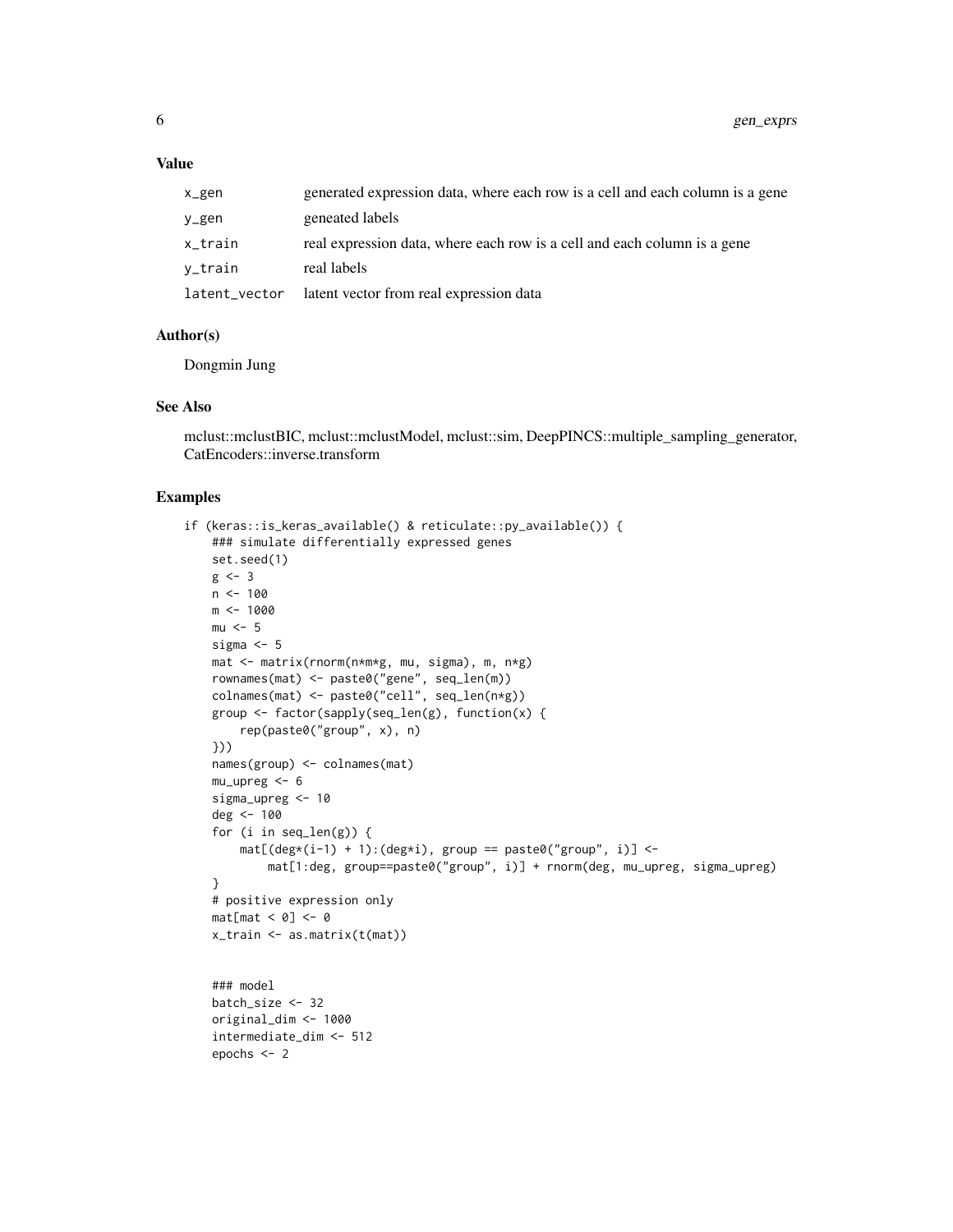### Value

| | |
|---|---|
| x_gen | generated expression data, where each row is a cell and each column is a gene |
| y_gen | geneated labels |
| x_train | real expression data, where each row is a cell and each column is a gene |
| y_train | real labels |
| latent_vector | latent vector from real expression data |

### Author(s)

Dongmin Jung

### See Also

mclust::mclustBIC, mclust::mclustModel, mclust::sim, DeepPINCS::multiple_sampling_generator, CatEncoders::inverse.transform

### Examples

```
if (keras::is_keras_available() & reticulate::py_available()) {
    ### simulate differentially expressed genes
    set.seed(1)
    g <- 3
    n <- 100
    m <- 1000
    mu <- 5
    sigma <- 5
    mat <- matrix(rnorm(n*m*g, mu, sigma), m, n*g)
    rownames(mat) <- paste0("gene", seq_len(m))
    colnames(mat) <- paste0("cell", seq_len(n*g))
    group <- factor(sapply(seq_len(g), function(x) {
        rep(paste0("group", x), n)
    }))
    names(group) <- colnames(mat)
    mu_upreg <- 6
    sigma_upreg <- 10
    deg <- 100
    for (i in seq_len(g)) {
        mat[(deg*(i-1) + 1):(deg*i), group == paste0("group", i)] <-
            mat[1:deg, group==paste0("group", i)] + rnorm(deg, mu_upreg, sigma_upreg)
    }
    # positive expression only
    mat[mat < 0] <- 0
    x_train <- as.matrix(t(mat))


    ### model
    batch_size <- 32
    original_dim <- 1000
    intermediate_dim <- 512
    epochs <- 2
```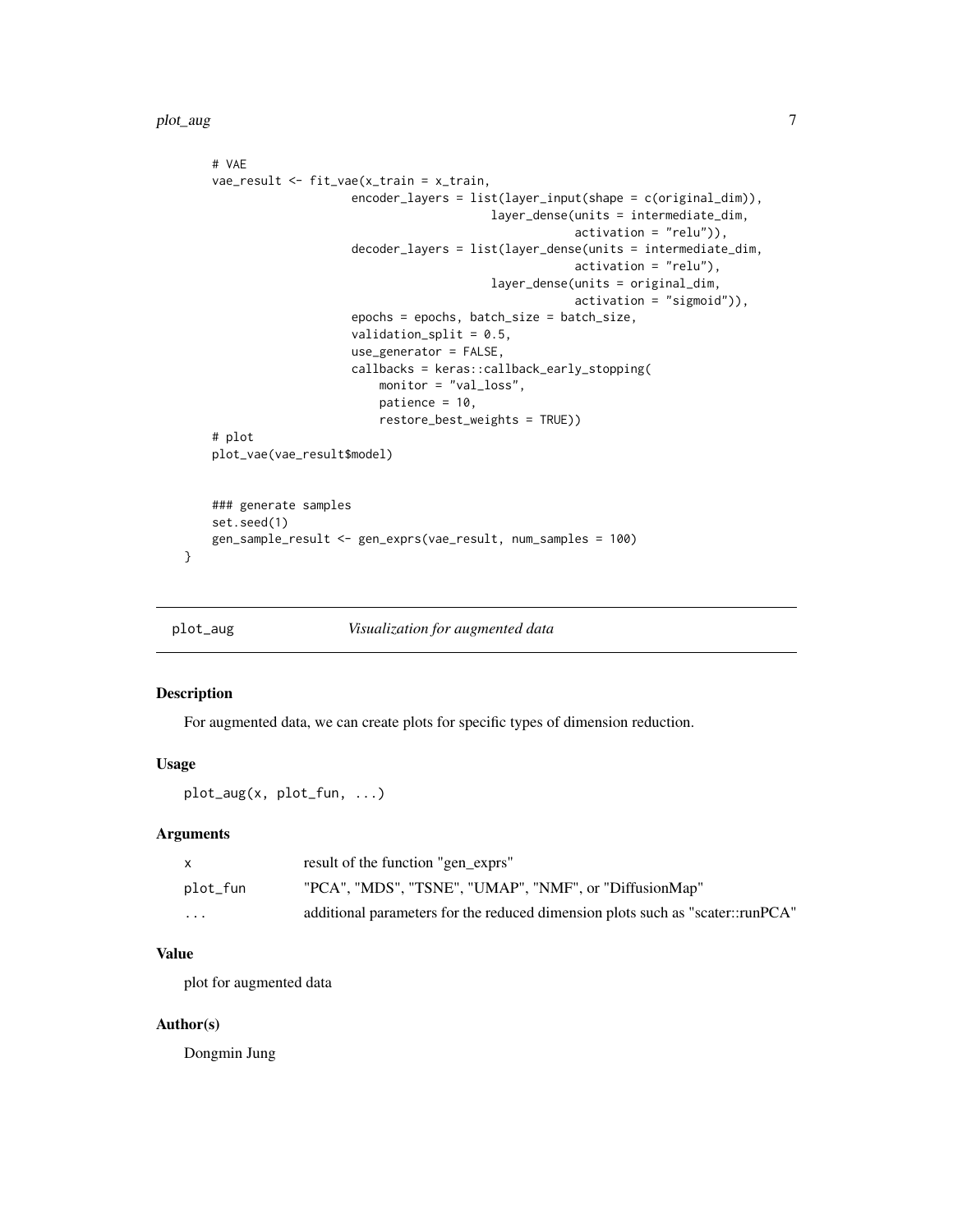```
    # VAE
    vae_result <- fit_vae(x_train = x_train,
                        encoder_layers = list(layer_input(shape = c(original_dim)),
                                            layer_dense(units = intermediate_dim,
                                                        activation = "relu")),
                        decoder_layers = list(layer_dense(units = intermediate_dim,
                                                        activation = "relu"),
                                            layer_dense(units = original_dim,
                                                        activation = "sigmoid")),
                        epochs = epochs, batch_size = batch_size,
                        validation_split = 0.5,
                        use_generator = FALSE,
                        callbacks = keras::callback_early_stopping(
                            monitor = "val_loss",
                            patience = 10,
                            restore_best_weights = TRUE))
    # plot
    plot_vae(vae_result$model)


    ### generate samples
    set.seed(1)
    gen_sample_result <- gen_exprs(vae_result, num_samples = 100)
}
```

## plot_aug *Visualization for augmented data*

### Description

For augmented data, we can create plots for specific types of dimension reduction.

### Usage

```
plot_aug(x, plot_fun, ...)
```

### Arguments

| | |
|---|---|
| `x` | result of the function "gen_exprs" |
| `plot_fun` | "PCA", "MDS", "TSNE", "UMAP", "NMF", or "DiffusionMap" |
| `...` | additional parameters for the reduced dimension plots such as "scater::runPCA" |

### Value

plot for augmented data

### Author(s)

Dongmin Jung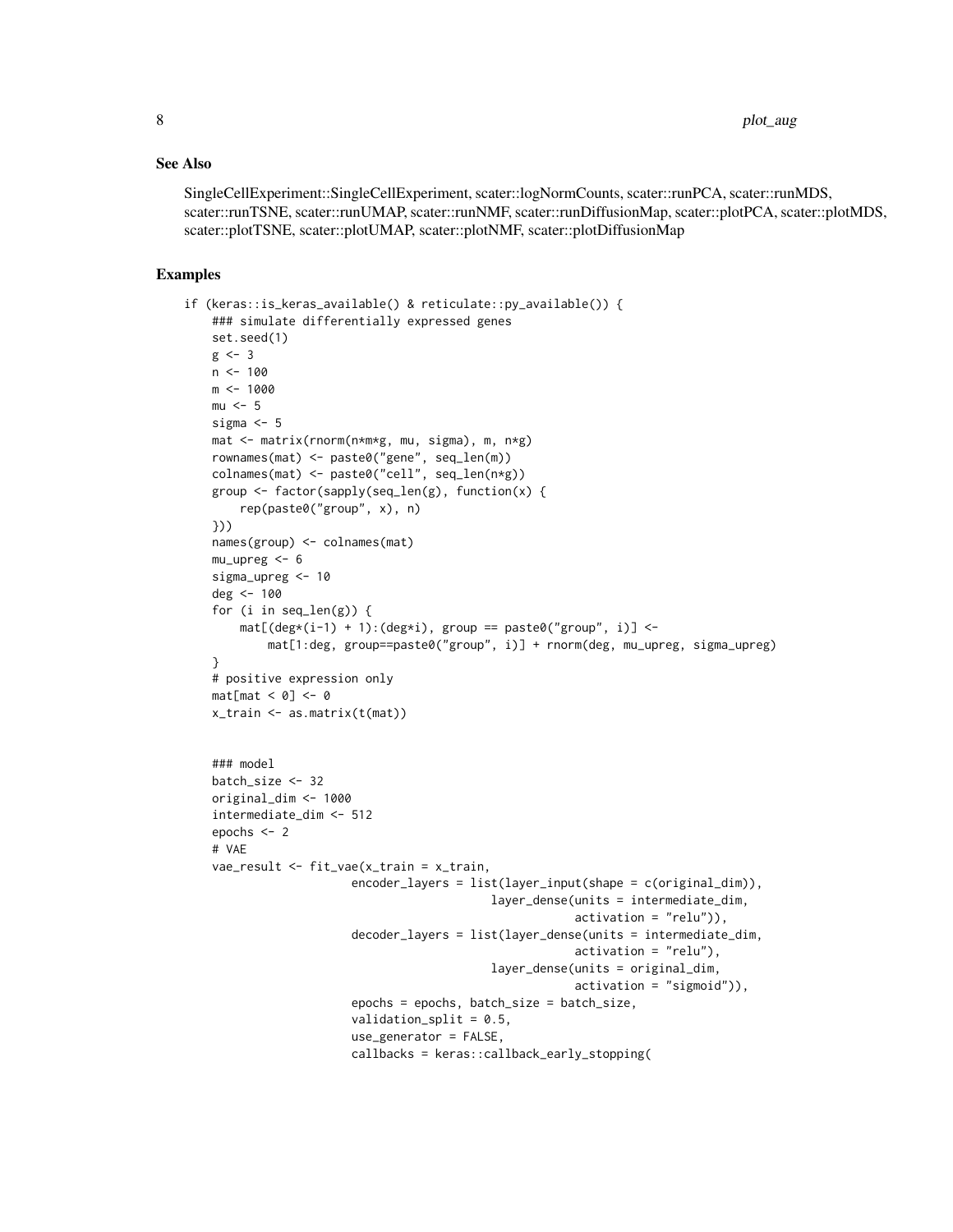## See Also

SingleCellExperiment::SingleCellExperiment, scater::logNormCounts, scater::runPCA, scater::runMDS, scater::runTSNE, scater::runUMAP, scater::runNMF, scater::runDiffusionMap, scater::plotPCA, scater::plotMDS, scater::plotTSNE, scater::plotUMAP, scater::plotNMF, scater::plotDiffusionMap

## Examples

```
if (keras::is_keras_available() & reticulate::py_available()) {
    ### simulate differentially expressed genes
    set.seed(1)
    g <- 3
    n <- 100
    m <- 1000
    mu <- 5
    sigma <- 5
    mat <- matrix(rnorm(n*m*g, mu, sigma), m, n*g)
    rownames(mat) <- paste0("gene", seq_len(m))
    colnames(mat) <- paste0("cell", seq_len(n*g))
    group <- factor(sapply(seq_len(g), function(x) {
        rep(paste0("group", x), n)
    }))
    names(group) <- colnames(mat)
    mu_upreg <- 6
    sigma_upreg <- 10
    deg <- 100
    for (i in seq_len(g)) {
        mat[(deg*(i-1) + 1):(deg*i), group == paste0("group", i)] <-
            mat[1:deg, group==paste0("group", i)] + rnorm(deg, mu_upreg, sigma_upreg)
    }
    # positive expression only
    mat[mat < 0] <- 0
    x_train <- as.matrix(t(mat))


    ### model
    batch_size <- 32
    original_dim <- 1000
    intermediate_dim <- 512
    epochs <- 2
    # VAE
    vae_result <- fit_vae(x_train = x_train,
                        encoder_layers = list(layer_input(shape = c(original_dim)),
                                              layer_dense(units = intermediate_dim,
                                                          activation = "relu")),
                        decoder_layers = list(layer_dense(units = intermediate_dim,
                                                          activation = "relu"),
                                              layer_dense(units = original_dim,
                                                          activation = "sigmoid")),
                        epochs = epochs, batch_size = batch_size,
                        validation_split = 0.5,
                        use_generator = FALSE,
                        callbacks = keras::callback_early_stopping(
```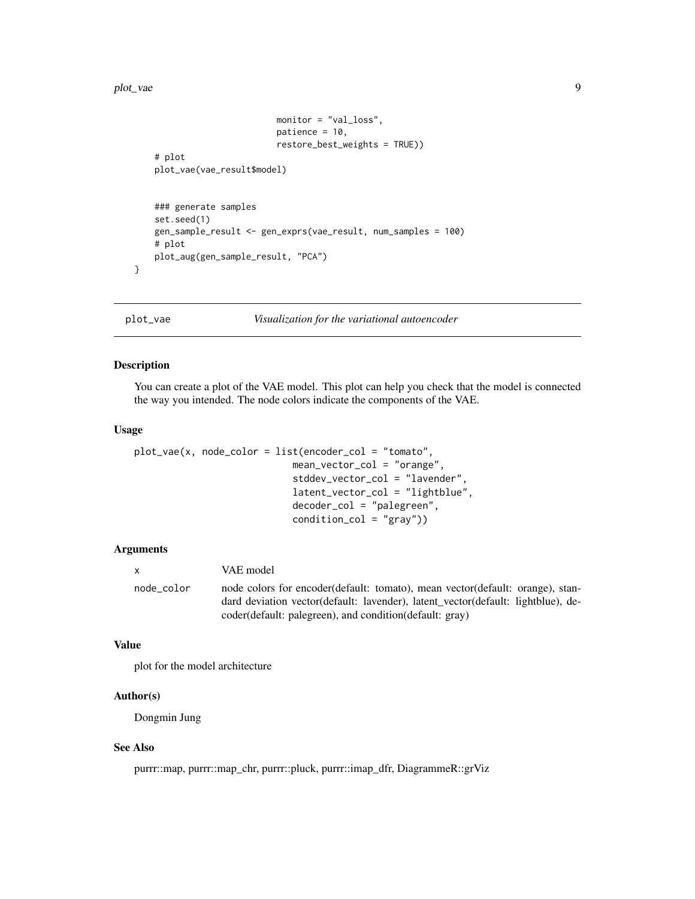```
                            monitor = "val_loss",
                            patience = 10,
                            restore_best_weights = TRUE))
    # plot
    plot_vae(vae_result$model)


    ### generate samples
    set.seed(1)
    gen_sample_result <- gen_exprs(vae_result, num_samples = 100)
    # plot
    plot_aug(gen_sample_result, "PCA")
}
```

---

## plot_vae *Visualization for the variational autoencoder*

---

### Description

You can create a plot of the VAE model. This plot can help you check that the model is connected the way you intended. The node colors indicate the components of the VAE.

### Usage

```
plot_vae(x, node_color = list(encoder_col = "tomato",
                              mean_vector_col = "orange",
                              stddev_vector_col = "lavender",
                              latent_vector_col = "lightblue",
                              decoder_col = "palegreen",
                              condition_col = "gray"))
```

### Arguments

| | |
|---|---|
| x | VAE model |
| node_color | node colors for encoder(default: tomato), mean vector(default: orange), standard deviation vector(default: lavender), latent_vector(default: lightblue), decoder(default: palegreen), and condition(default: gray) |

### Value

plot for the model architecture

### Author(s)

Dongmin Jung

### See Also

purrr::map, purrr::map_chr, purrr::pluck, purrr::imap_dfr, DiagrammeR::grViz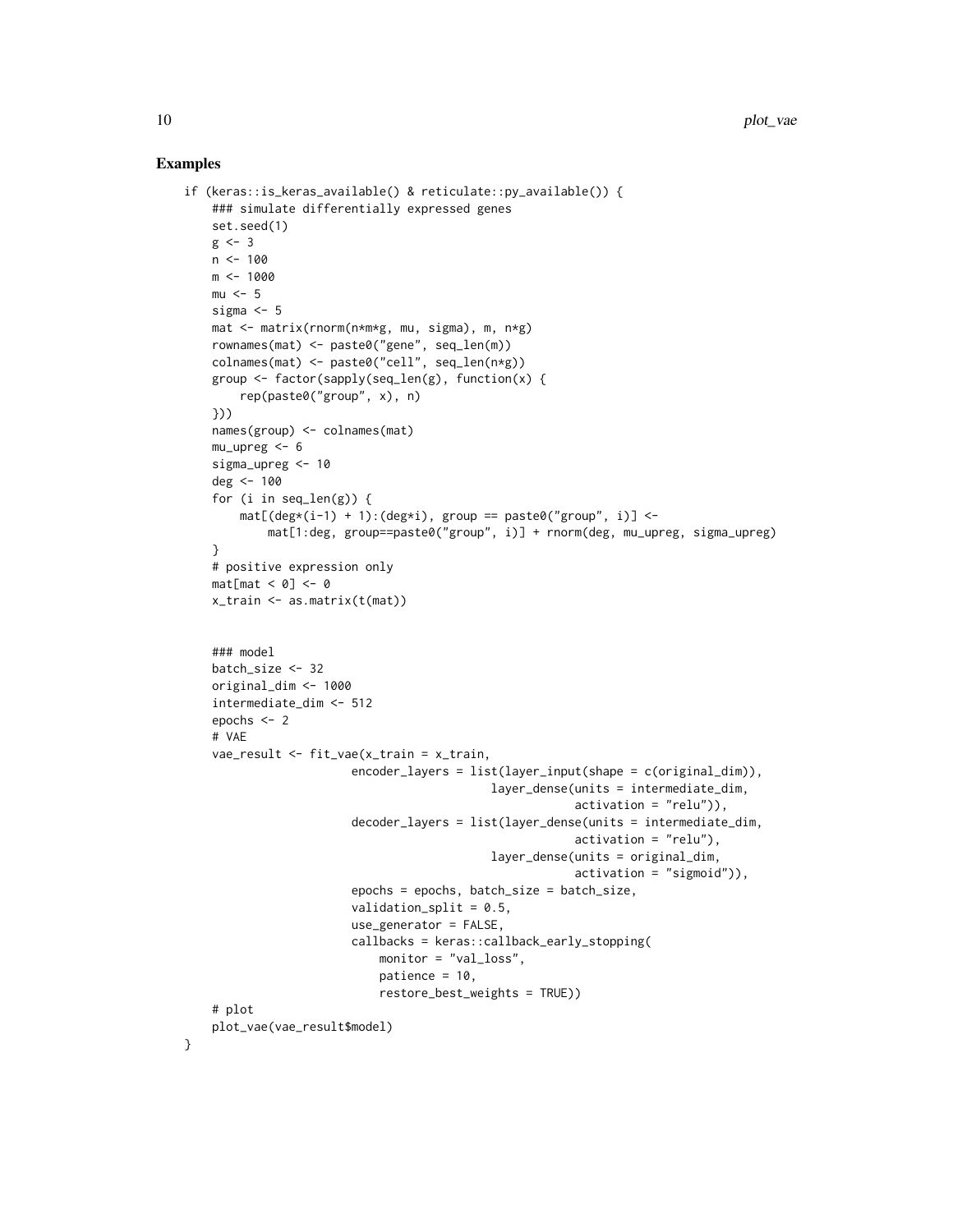## Examples

```
if (keras::is_keras_available() & reticulate::py_available()) {
    ### simulate differentially expressed genes
    set.seed(1)
    g <- 3
    n <- 100
    m <- 1000
    mu <- 5
    sigma <- 5
    mat <- matrix(rnorm(n*m*g, mu, sigma), m, n*g)
    rownames(mat) <- paste0("gene", seq_len(m))
    colnames(mat) <- paste0("cell", seq_len(n*g))
    group <- factor(sapply(seq_len(g), function(x) {
        rep(paste0("group", x), n)
    }))
    names(group) <- colnames(mat)
    mu_upreg <- 6
    sigma_upreg <- 10
    deg <- 100
    for (i in seq_len(g)) {
        mat[(deg*(i-1) + 1):(deg*i), group == paste0("group", i)] <-
            mat[1:deg, group==paste0("group", i)] + rnorm(deg, mu_upreg, sigma_upreg)
    }
    # positive expression only
    mat[mat < 0] <- 0
    x_train <- as.matrix(t(mat))


    ### model
    batch_size <- 32
    original_dim <- 1000
    intermediate_dim <- 512
    epochs <- 2
    # VAE
    vae_result <- fit_vae(x_train = x_train,
                    encoder_layers = list(layer_input(shape = c(original_dim)),
                                          layer_dense(units = intermediate_dim,
                                                      activation = "relu")),
                    decoder_layers = list(layer_dense(units = intermediate_dim,
                                                      activation = "relu"),
                                          layer_dense(units = original_dim,
                                                      activation = "sigmoid")),
                    epochs = epochs, batch_size = batch_size,
                    validation_split = 0.5,
                    use_generator = FALSE,
                    callbacks = keras::callback_early_stopping(
                        monitor = "val_loss",
                        patience = 10,
                        restore_best_weights = TRUE))
    # plot
    plot_vae(vae_result$model)
}
```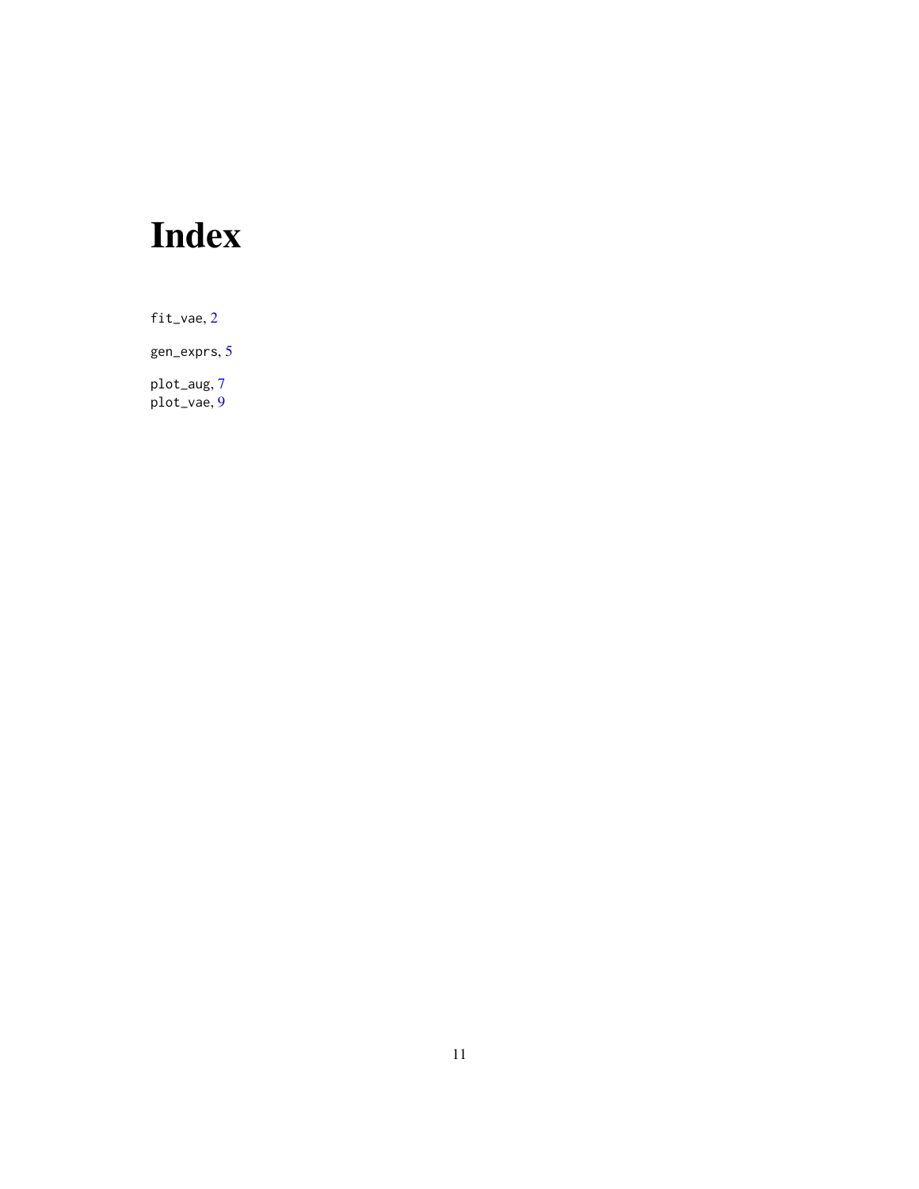# Index

fit_vae, 2

gen_exprs, 5

plot_aug, 7
plot_vae, 9